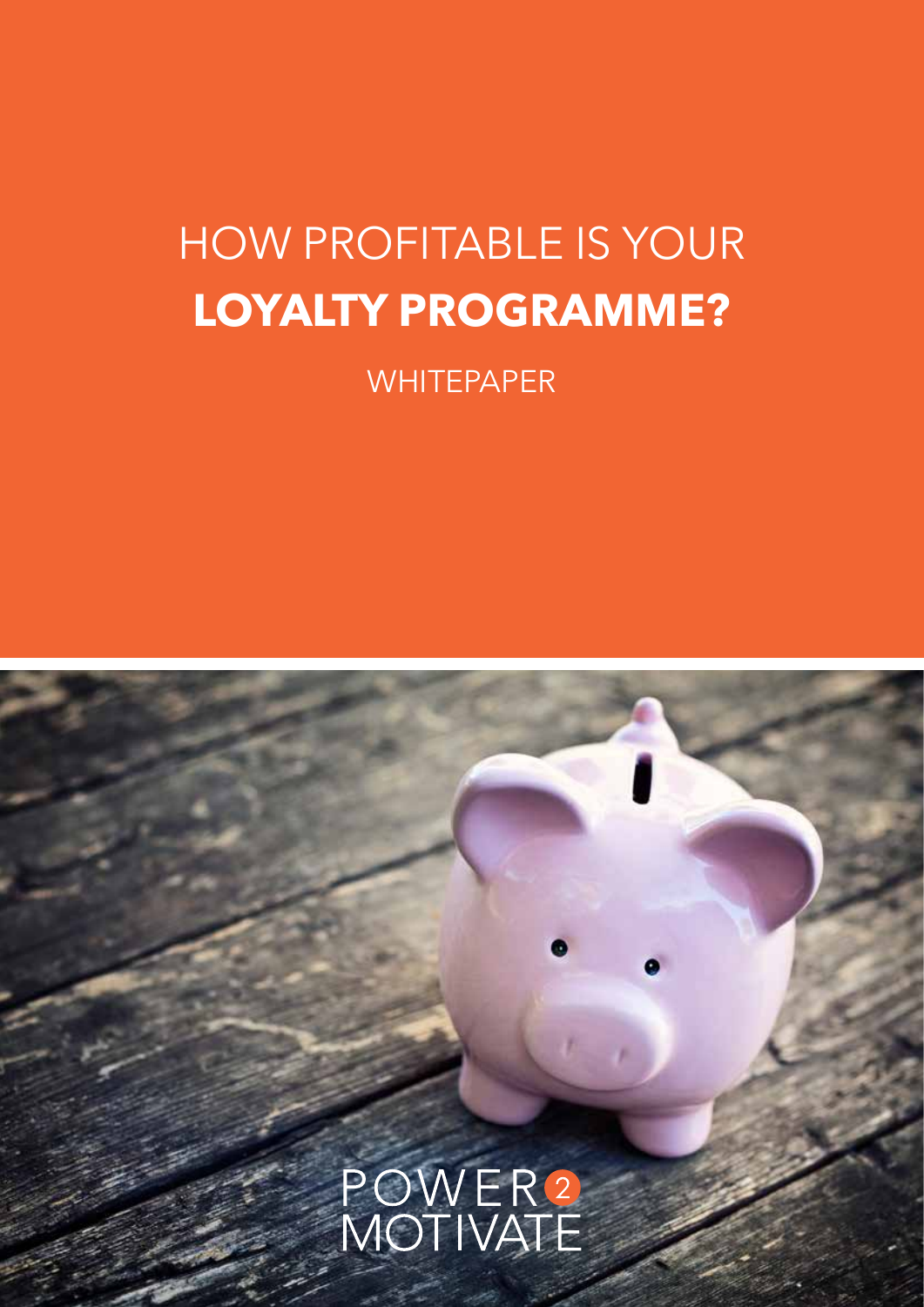# HOW PROFITABLE IS YOUR **LOYALTY PROGRAMME?**

WHITEPAPER

POWER 2 MOTIVATE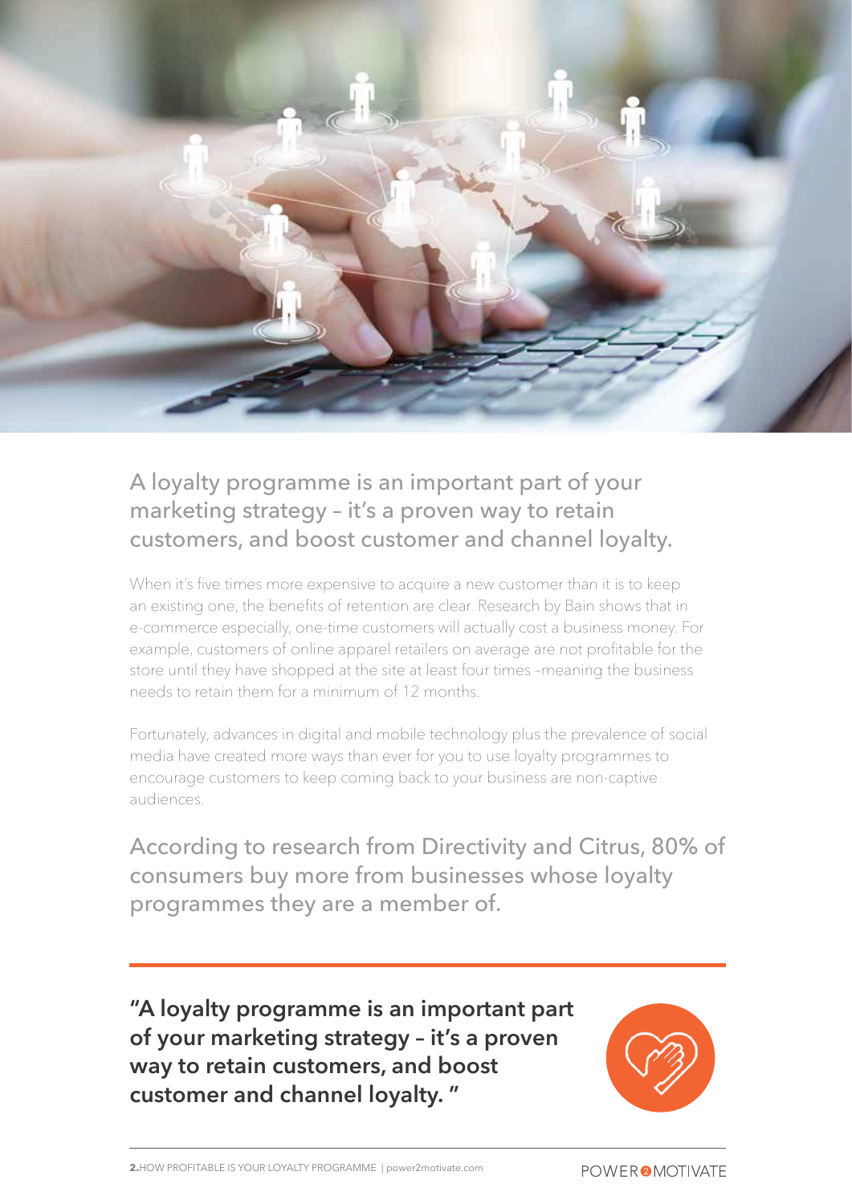## A loyalty programme is an important part of your marketing strategy – it's a proven way to retain customers, and boost customer and channel loyalty.

When it's five times more expensive to acquire a new customer than it is to keep an existing one, the benefits of retention are clear. Research by Bain shows that in e-commerce especially, one-time customers will actually cost a business money. For example, customers of online apparel retailers on average are not profitable for the store until they have shopped at the site at least four times –meaning the business needs to retain them for a minimum of 12 months.

Fortunately, advances in digital and mobile technology plus the prevalence of social media have created more ways than ever for you to use loyalty programmes to encourage customers to keep coming back to your business are non-captive audiences.

### According to research from Directivity and Citrus, 80% of consumers buy more from businesses whose loyalty programmes they are a member of.

**"A loyalty programme is an important part of your marketing strategy – it's a proven way to retain customers, and boost customer and channel loyalty. "**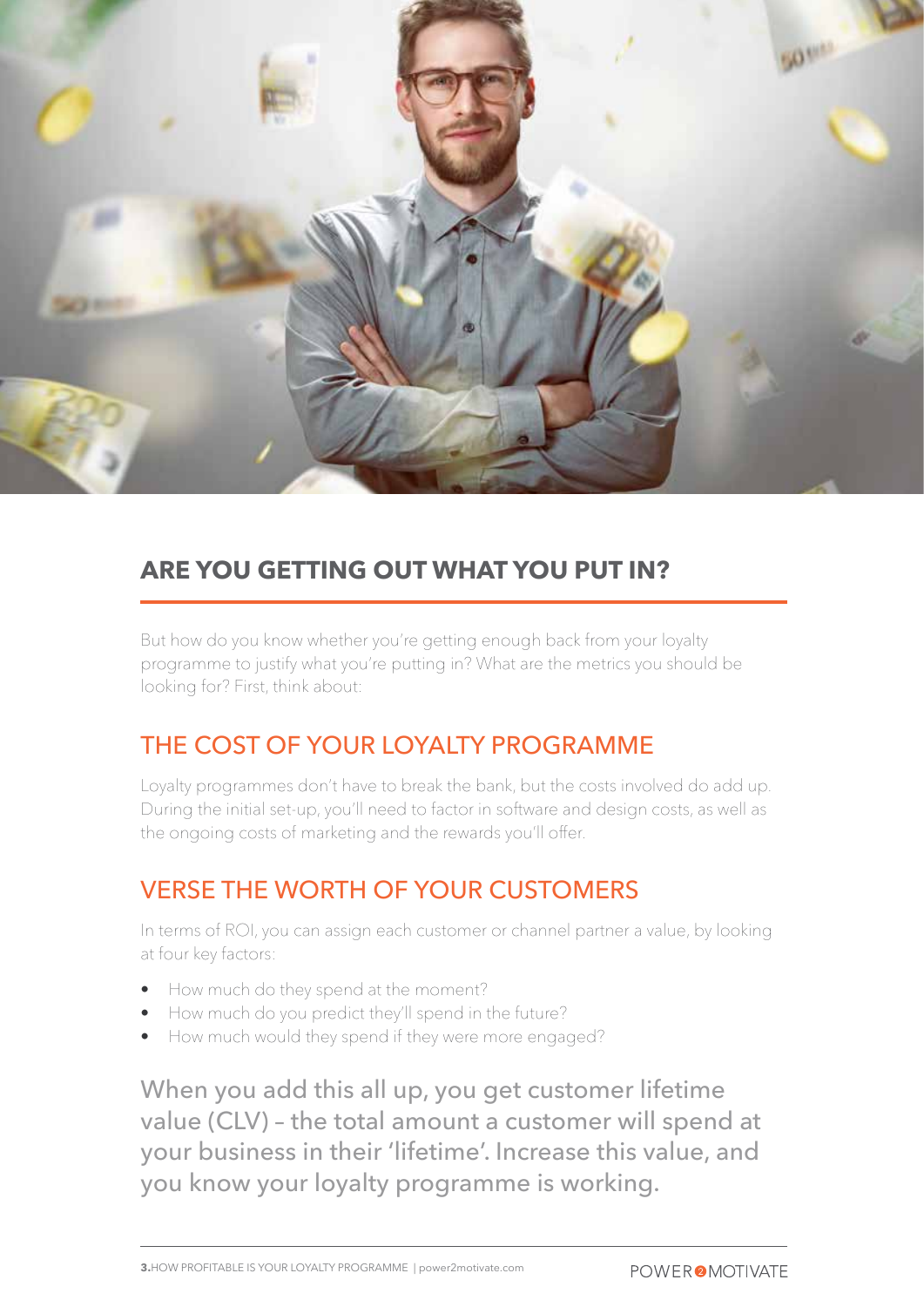## ARE YOU GETTING OUT WHAT YOU PUT IN?

But how do you know whether you're getting enough back from your loyalty programme to justify what you're putting in? What are the metrics you should be looking for? First, think about:

### THE COST OF YOUR LOYALTY PROGRAMME

Loyalty programmes don't have to break the bank, but the costs involved do add up. During the initial set-up, you'll need to factor in software and design costs, as well as the ongoing costs of marketing and the rewards you'll offer.

### VERSE THE WORTH OF YOUR CUSTOMERS

In terms of ROI, you can assign each customer or channel partner a value, by looking at four key factors:

- How much do they spend at the moment?
- How much do you predict they'll spend in the future?
- How much would they spend if they were more engaged?

When you add this all up, you get customer lifetime value (CLV) – the total amount a customer will spend at your business in their 'lifetime'. Increase this value, and you know your loyalty programme is working.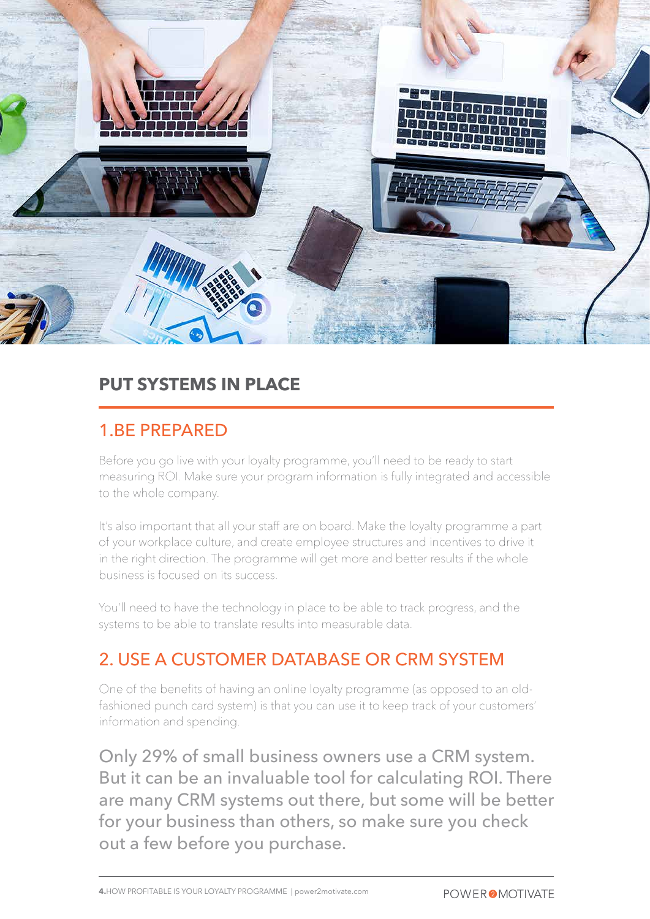## PUT SYSTEMS IN PLACE

### 1.BE PREPARED

Before you go live with your loyalty programme, you'll need to be ready to start measuring ROI. Make sure your program information is fully integrated and accessible to the whole company.

It's also important that all your staff are on board. Make the loyalty programme a part of your workplace culture, and create employee structures and incentives to drive it in the right direction. The programme will get more and better results if the whole business is focused on its success.

You'll need to have the technology in place to be able to track progress, and the systems to be able to translate results into measurable data.

### 2. USE A CUSTOMER DATABASE OR CRM SYSTEM

One of the benefits of having an online loyalty programme (as opposed to an old-fashioned punch card system) is that you can use it to keep track of your customers' information and spending.

Only 29% of small business owners use a CRM system. But it can be an invaluable tool for calculating ROI. There are many CRM systems out there, but some will be better for your business than others, so make sure you check out a few before you purchase.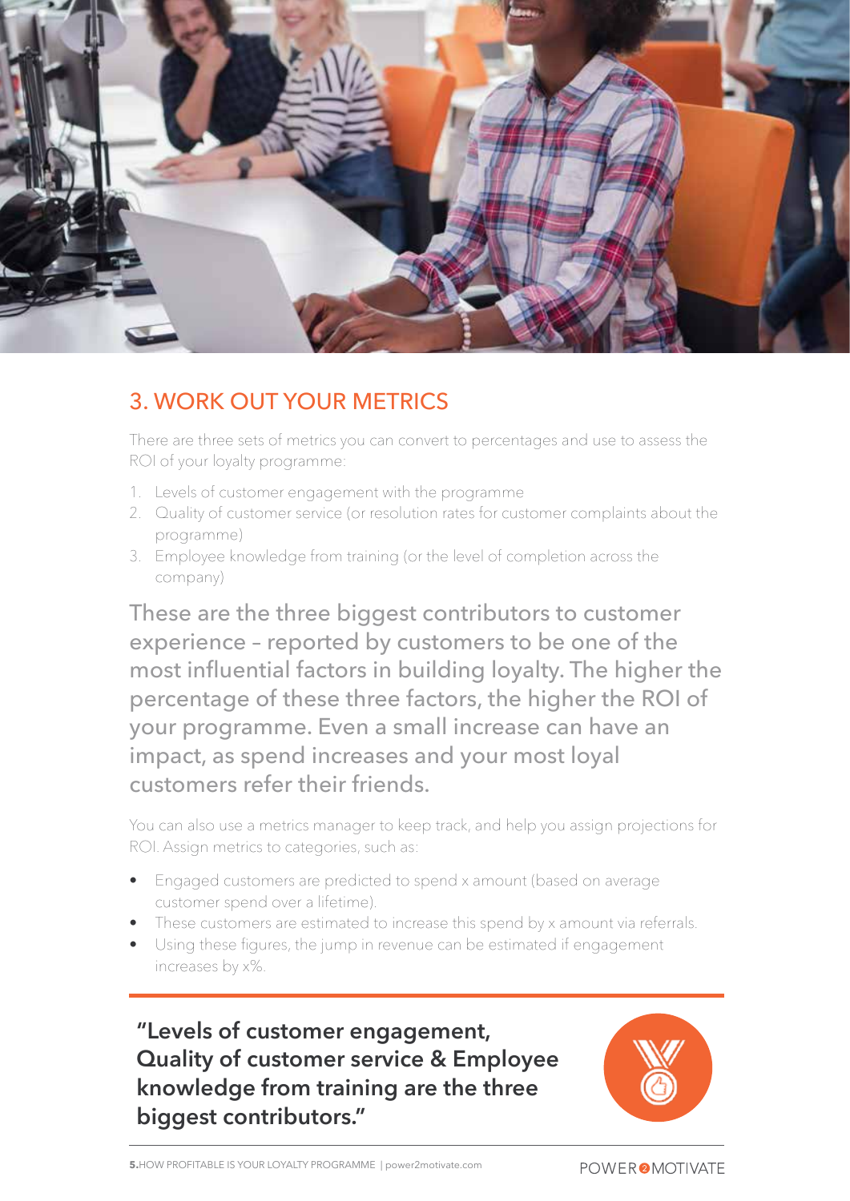## 3. WORK OUT YOUR METRICS

There are three sets of metrics you can convert to percentages and use to assess the ROI of your loyalty programme:

1. Levels of customer engagement with the programme
2. Quality of customer service (or resolution rates for customer complaints about the programme)
3. Employee knowledge from training (or the level of completion across the company)

These are the three biggest contributors to customer experience – reported by customers to be one of the most influential factors in building loyalty. The higher the percentage of these three factors, the higher the ROI of your programme. Even a small increase can have an impact, as spend increases and your most loyal customers refer their friends.

You can also use a metrics manager to keep track, and help you assign projections for ROI. Assign metrics to categories, such as:

- Engaged customers are predicted to spend x amount (based on average customer spend over a lifetime).
- These customers are estimated to increase this spend by x amount via referrals.
- Using these figures, the jump in revenue can be estimated if engagement increases by x%.

**"Levels of customer engagement, Quality of customer service & Employee knowledge from training are the three biggest contributors."**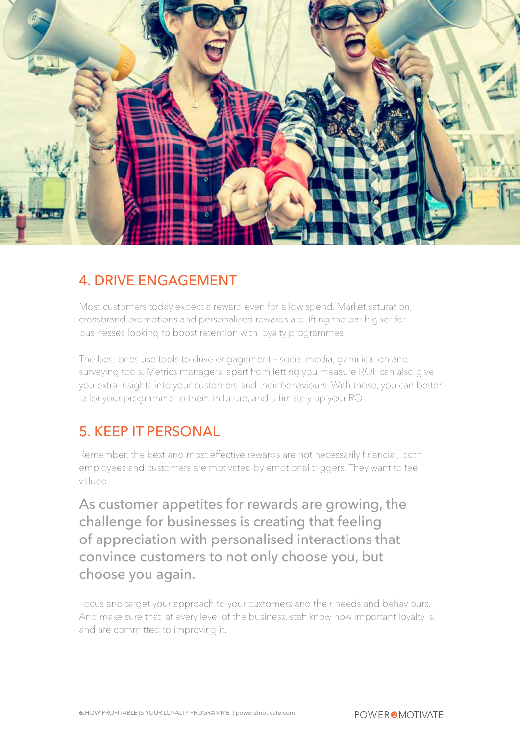## 4. DRIVE ENGAGEMENT

Most customers today expect a reward even for a low spend. Market saturation, crossbrand promotions and personalised rewards are lifting the bar higher for businesses looking to boost retention with loyalty programmes.

The best ones use tools to drive engagement – social media, gamification and surveying tools. Metrics managers, apart from letting you measure ROI, can also give you extra insights into your customers and their behaviours. With those, you can better tailor your programme to them in future, and ultimately up your ROI.

## 5. KEEP IT PERSONAL

Remember, the best and most effective rewards are not necessarily financial; both employees and customers are motivated by emotional triggers. They want to feel valued.

As customer appetites for rewards are growing, the challenge for businesses is creating that feeling of appreciation with personalised interactions that convince customers to not only choose you, but choose you again.

Focus and target your approach to your customers and their needs and behaviours. And make sure that, at every level of the business, staff know how important loyalty is, and are committed to improving it.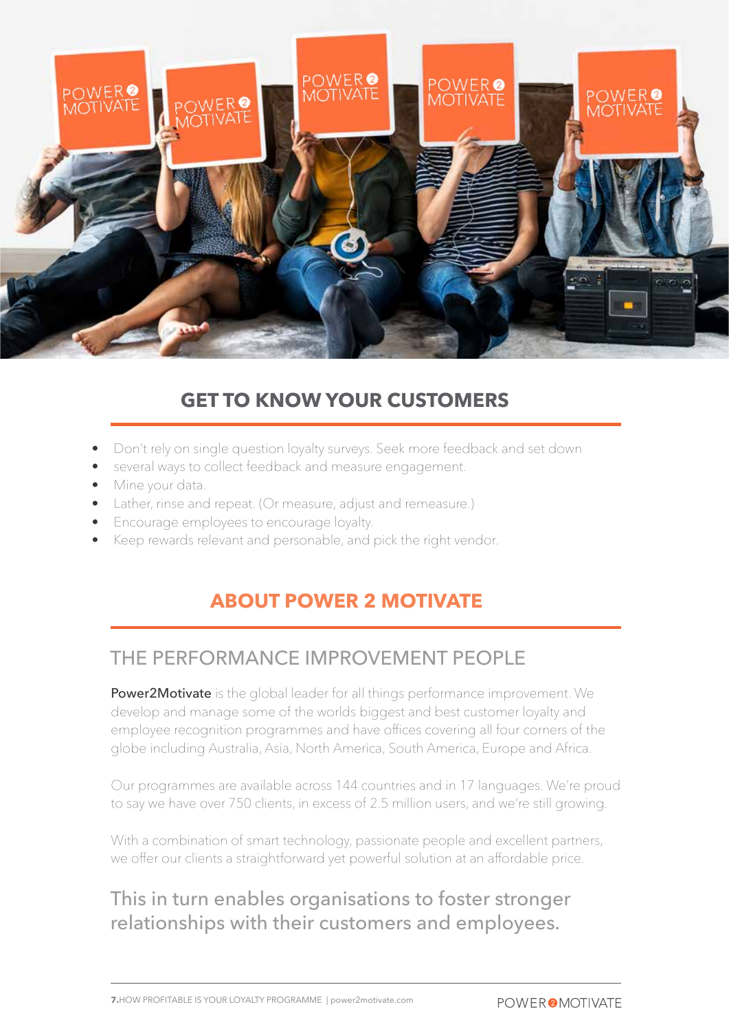## GET TO KNOW YOUR CUSTOMERS

- Don't rely on single question loyalty surveys. Seek more feedback and set down
- several ways to collect feedback and measure engagement.
- Mine your data.
- Lather, rinse and repeat. (Or measure, adjust and remeasure.)
- Encourage employees to encourage loyalty.
- Keep rewards relevant and personable, and pick the right vendor.

## ABOUT POWER 2 MOTIVATE

### THE PERFORMANCE IMPROVEMENT PEOPLE

**Power2Motivate** is the global leader for all things performance improvement. We develop and manage some of the worlds biggest and best customer loyalty and employee recognition programmes and have offices covering all four corners of the globe including Australia, Asia, North America, South America, Europe and Africa.

Our programmes are available across 144 countries and in 17 languages. We're proud to say we have over 750 clients, in excess of 2.5 million users, and we're still growing.

With a combination of smart technology, passionate people and excellent partners, we offer our clients a straightforward yet powerful solution at an affordable price.

This in turn enables organisations to foster stronger relationships with their customers and employees.